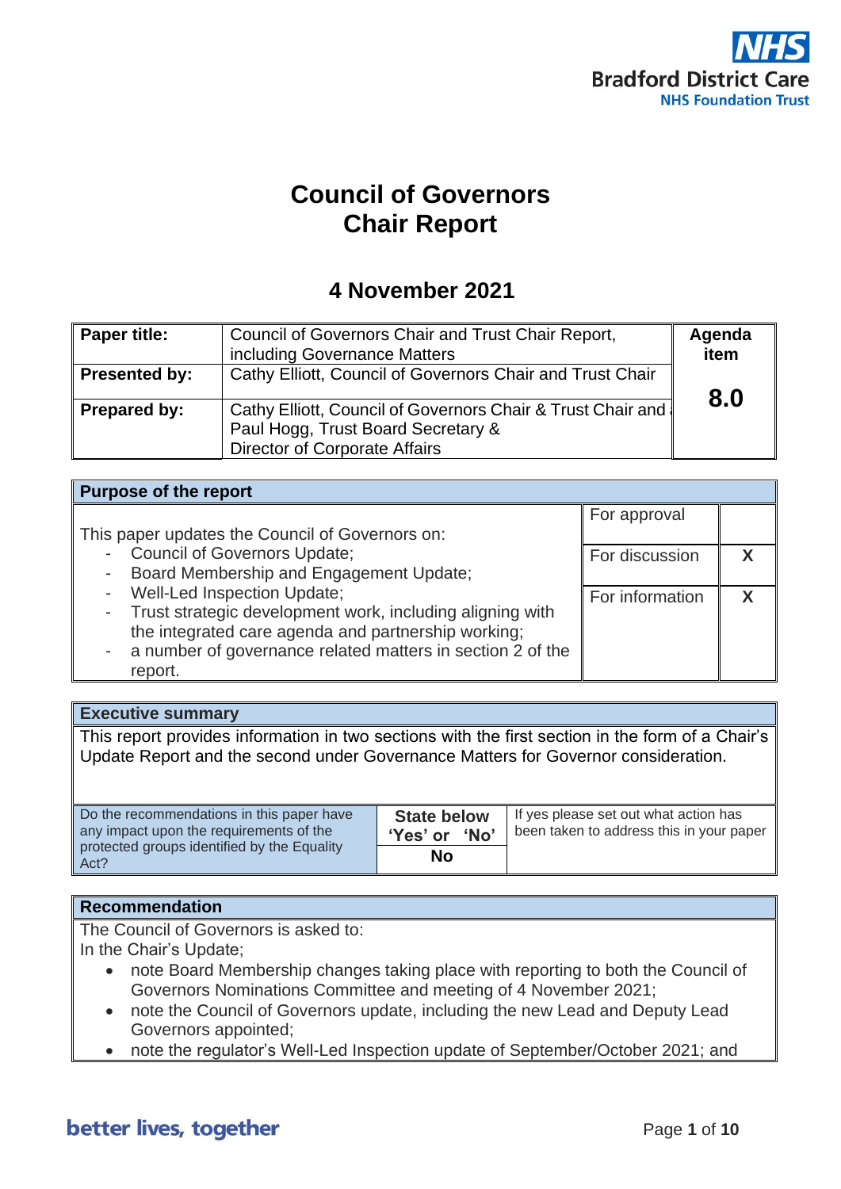# Council of Governors
# Chair Report

## 4 November 2021

| Paper title: | Council of Governors Chair and Trust Chair Report, including Governance Matters | Agenda item 8.0 |
|---|---|---|
| Presented by: | Cathy Elliott, Council of Governors Chair and Trust Chair | |
| Prepared by: | Cathy Elliott, Council of Governors Chair & Trust Chair and Paul Hogg, Trust Board Secretary & Director of Corporate Affairs | |

| Purpose of the report | | |
|---|---|---|
| This paper updates the Council of Governors on:<br>- Council of Governors Update;<br>- Board Membership and Engagement Update;<br>- Well-Led Inspection Update;<br>- Trust strategic development work, including aligning with the integrated care agenda and partnership working;<br>- a number of governance related matters in section 2 of the report. | For approval | |
| | For discussion | X |
| | For information | X |

| Executive summary | | |
|---|---|---|
| This report provides information in two sections with the first section in the form of a Chair's Update Report and the second under Governance Matters for Governor consideration. | | |
| Do the recommendations in this paper have any impact upon the requirements of the protected groups identified by the Equality Act? | State below 'Yes' or 'No'<br>**No** | If yes please set out what action has been taken to address this in your paper |

**Recommendation**

The Council of Governors is asked to:

In the Chair's Update;

- note Board Membership changes taking place with reporting to both the Council of Governors Nominations Committee and meeting of 4 November 2021;
- note the Council of Governors update, including the new Lead and Deputy Lead Governors appointed;
- note the regulator's Well-Led Inspection update of September/October 2021; and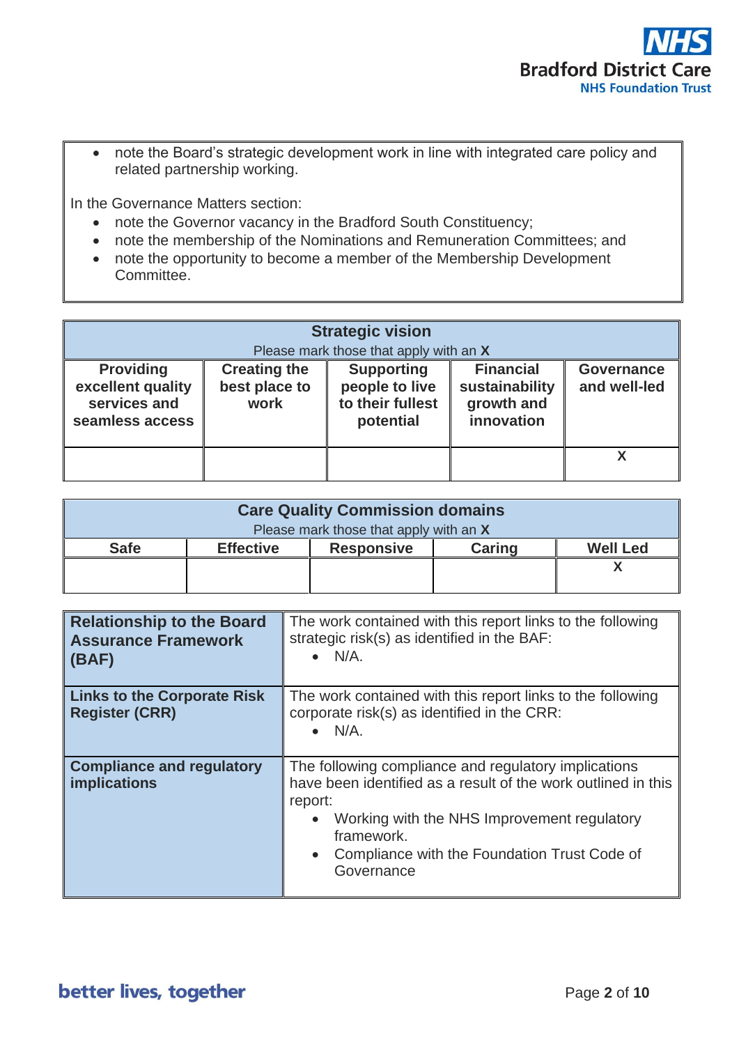- note the Board's strategic development work in line with integrated care policy and related partnership working.

In the Governance Matters section:

- note the Governor vacancy in the Bradford South Constituency;
- note the membership of the Nominations and Remuneration Committees; and
- note the opportunity to become a member of the Membership Development Committee.

| **Strategic vision**<br>Please mark those that apply with an **X** | | | | |
|---|---|---|---|---|
| **Providing excellent quality services and seamless access** | **Creating the best place to work** | **Supporting people to live to their fullest potential** | **Financial sustainability growth and innovation** | **Governance and well-led** |
| | | | | X |

| **Care Quality Commission domains**<br>Please mark those that apply with an **X** | | | | |
|---|---|---|---|---|
| **Safe** | **Effective** | **Responsive** | **Caring** | **Well Led** |
| | | | | X |

| | |
|---|---|
| **Relationship to the Board Assurance Framework (BAF)** | The work contained with this report links to the following strategic risk(s) as identified in the BAF:<br>• N/A. |
| **Links to the Corporate Risk Register (CRR)** | The work contained with this report links to the following corporate risk(s) as identified in the CRR:<br>• N/A. |
| **Compliance and regulatory implications** | The following compliance and regulatory implications have been identified as a result of the work outlined in this report:<br>• Working with the NHS Improvement regulatory framework.<br>• Compliance with the Foundation Trust Code of Governance |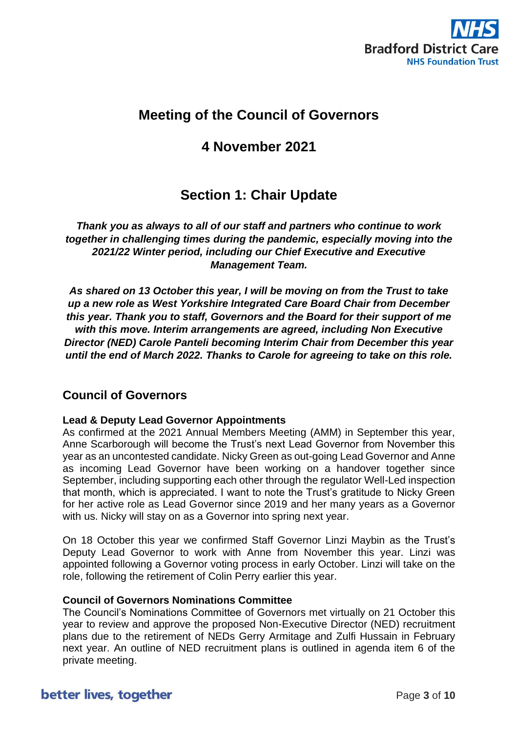# Meeting of the Council of Governors

## 4 November 2021

## Section 1: Chair Update

***Thank you as always to all of our staff and partners who continue to work together in challenging times during the pandemic, especially moving into the 2021/22 Winter period, including our Chief Executive and Executive Management Team.***

***As shared on 13 October this year, I will be moving on from the Trust to take up a new role as West Yorkshire Integrated Care Board Chair from December this year. Thank you to staff, Governors and the Board for their support of me with this move. Interim arrangements are agreed, including Non Executive Director (NED) Carole Panteli becoming Interim Chair from December this year until the end of March 2022. Thanks to Carole for agreeing to take on this role.***

### Council of Governors

**Lead & Deputy Lead Governor Appointments**

As confirmed at the 2021 Annual Members Meeting (AMM) in September this year, Anne Scarborough will become the Trust's next Lead Governor from November this year as an uncontested candidate. Nicky Green as out-going Lead Governor and Anne as incoming Lead Governor have been working on a handover together since September, including supporting each other through the regulator Well-Led inspection that month, which is appreciated. I want to note the Trust's gratitude to Nicky Green for her active role as Lead Governor since 2019 and her many years as a Governor with us. Nicky will stay on as a Governor into spring next year.

On 18 October this year we confirmed Staff Governor Linzi Maybin as the Trust's Deputy Lead Governor to work with Anne from November this year. Linzi was appointed following a Governor voting process in early October. Linzi will take on the role, following the retirement of Colin Perry earlier this year.

**Council of Governors Nominations Committee**

The Council's Nominations Committee of Governors met virtually on 21 October this year to review and approve the proposed Non-Executive Director (NED) recruitment plans due to the retirement of NEDs Gerry Armitage and Zulfi Hussain in February next year. An outline of NED recruitment plans is outlined in agenda item 6 of the private meeting.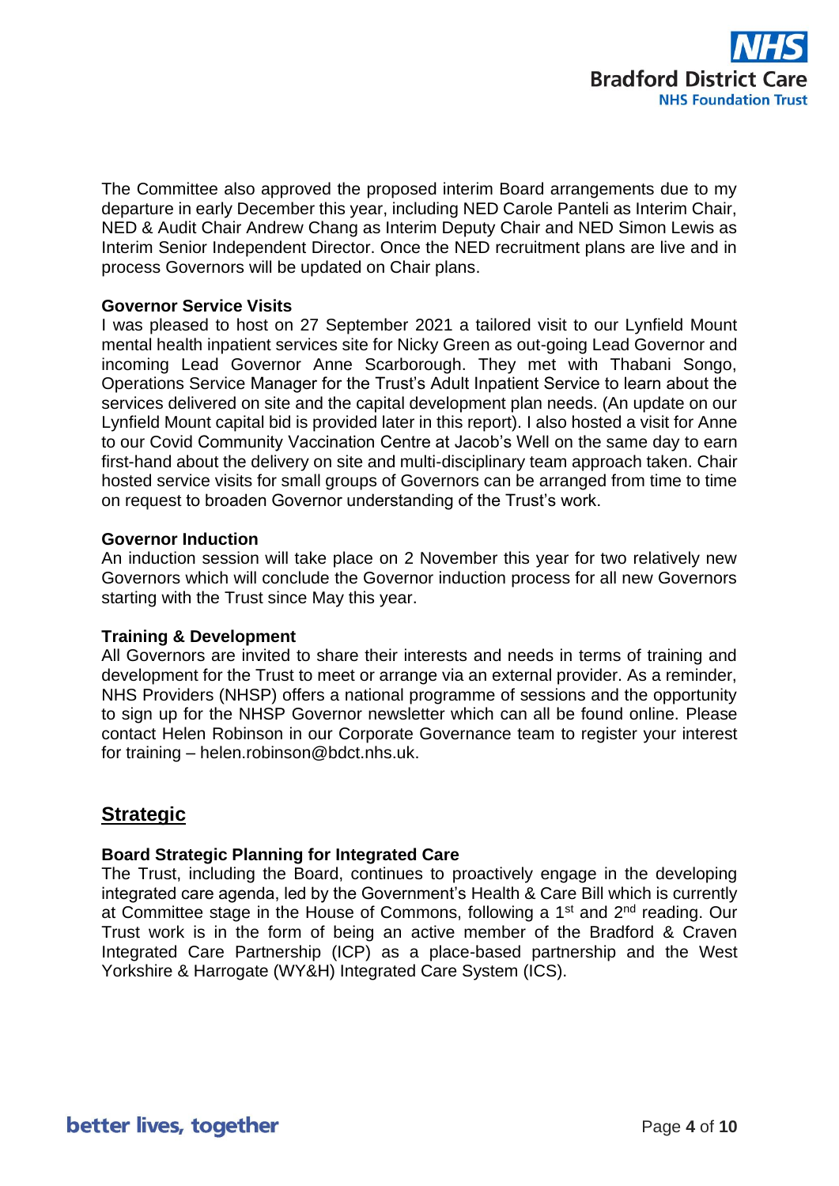The Committee also approved the proposed interim Board arrangements due to my departure in early December this year, including NED Carole Panteli as Interim Chair, NED & Audit Chair Andrew Chang as Interim Deputy Chair and NED Simon Lewis as Interim Senior Independent Director. Once the NED recruitment plans are live and in process Governors will be updated on Chair plans.

**Governor Service Visits**

I was pleased to host on 27 September 2021 a tailored visit to our Lynfield Mount mental health inpatient services site for Nicky Green as out-going Lead Governor and incoming Lead Governor Anne Scarborough. They met with Thabani Songo, Operations Service Manager for the Trust's Adult Inpatient Service to learn about the services delivered on site and the capital development plan needs. (An update on our Lynfield Mount capital bid is provided later in this report). I also hosted a visit for Anne to our Covid Community Vaccination Centre at Jacob's Well on the same day to earn first-hand about the delivery on site and multi-disciplinary team approach taken. Chair hosted service visits for small groups of Governors can be arranged from time to time on request to broaden Governor understanding of the Trust's work.

**Governor Induction**

An induction session will take place on 2 November this year for two relatively new Governors which will conclude the Governor induction process for all new Governors starting with the Trust since May this year.

**Training & Development**

All Governors are invited to share their interests and needs in terms of training and development for the Trust to meet or arrange via an external provider. As a reminder, NHS Providers (NHSP) offers a national programme of sessions and the opportunity to sign up for the NHSP Governor newsletter which can all be found online. Please contact Helen Robinson in our Corporate Governance team to register your interest for training – helen.robinson@bdct.nhs.uk.

## Strategic

**Board Strategic Planning for Integrated Care**

The Trust, including the Board, continues to proactively engage in the developing integrated care agenda, led by the Government's Health & Care Bill which is currently at Committee stage in the House of Commons, following a 1st and 2nd reading. Our Trust work is in the form of being an active member of the Bradford & Craven Integrated Care Partnership (ICP) as a place-based partnership and the West Yorkshire & Harrogate (WY&H) Integrated Care System (ICS).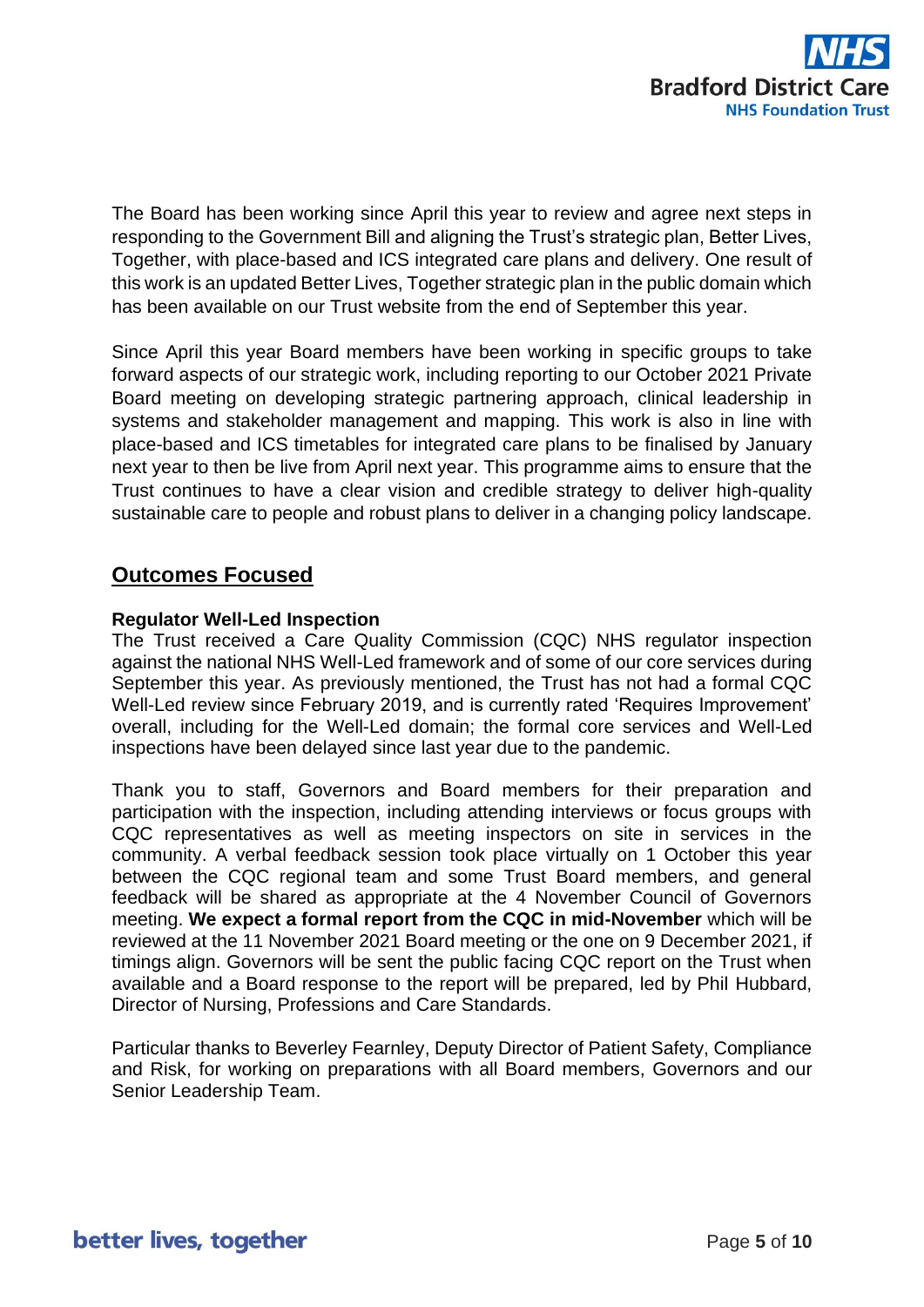The Board has been working since April this year to review and agree next steps in responding to the Government Bill and aligning the Trust's strategic plan, Better Lives, Together, with place-based and ICS integrated care plans and delivery. One result of this work is an updated Better Lives, Together strategic plan in the public domain which has been available on our Trust website from the end of September this year.

Since April this year Board members have been working in specific groups to take forward aspects of our strategic work, including reporting to our October 2021 Private Board meeting on developing strategic partnering approach, clinical leadership in systems and stakeholder management and mapping. This work is also in line with place-based and ICS timetables for integrated care plans to be finalised by January next year to then be live from April next year. This programme aims to ensure that the Trust continues to have a clear vision and credible strategy to deliver high-quality sustainable care to people and robust plans to deliver in a changing policy landscape.

## Outcomes Focused

### Regulator Well-Led Inspection

The Trust received a Care Quality Commission (CQC) NHS regulator inspection against the national NHS Well-Led framework and of some of our core services during September this year. As previously mentioned, the Trust has not had a formal CQC Well-Led review since February 2019, and is currently rated 'Requires Improvement' overall, including for the Well-Led domain; the formal core services and Well-Led inspections have been delayed since last year due to the pandemic.

Thank you to staff, Governors and Board members for their preparation and participation with the inspection, including attending interviews or focus groups with CQC representatives as well as meeting inspectors on site in services in the community. A verbal feedback session took place virtually on 1 October this year between the CQC regional team and some Trust Board members, and general feedback will be shared as appropriate at the 4 November Council of Governors meeting. **We expect a formal report from the CQC in mid-November** which will be reviewed at the 11 November 2021 Board meeting or the one on 9 December 2021, if timings align. Governors will be sent the public facing CQC report on the Trust when available and a Board response to the report will be prepared, led by Phil Hubbard, Director of Nursing, Professions and Care Standards.

Particular thanks to Beverley Fearnley, Deputy Director of Patient Safety, Compliance and Risk, for working on preparations with all Board members, Governors and our Senior Leadership Team.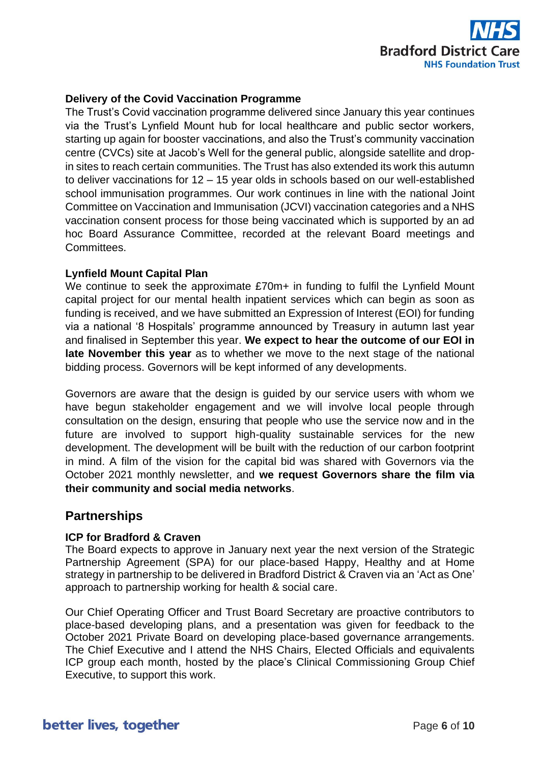### Delivery of the Covid Vaccination Programme

The Trust's Covid vaccination programme delivered since January this year continues via the Trust's Lynfield Mount hub for local healthcare and public sector workers, starting up again for booster vaccinations, and also the Trust's community vaccination centre (CVCs) site at Jacob's Well for the general public, alongside satellite and drop-in sites to reach certain communities. The Trust has also extended its work this autumn to deliver vaccinations for 12 – 15 year olds in schools based on our well-established school immunisation programmes. Our work continues in line with the national Joint Committee on Vaccination and Immunisation (JCVI) vaccination categories and a NHS vaccination consent process for those being vaccinated which is supported by an ad hoc Board Assurance Committee, recorded at the relevant Board meetings and Committees.

### Lynfield Mount Capital Plan

We continue to seek the approximate £70m+ in funding to fulfil the Lynfield Mount capital project for our mental health inpatient services which can begin as soon as funding is received, and we have submitted an Expression of Interest (EOI) for funding via a national '8 Hospitals' programme announced by Treasury in autumn last year and finalised in September this year. **We expect to hear the outcome of our EOI in late November this year** as to whether we move to the next stage of the national bidding process. Governors will be kept informed of any developments.

Governors are aware that the design is guided by our service users with whom we have begun stakeholder engagement and we will involve local people through consultation on the design, ensuring that people who use the service now and in the future are involved to support high-quality sustainable services for the new development. The development will be built with the reduction of our carbon footprint in mind. A film of the vision for the capital bid was shared with Governors via the October 2021 monthly newsletter, and **we request Governors share the film via their community and social media networks**.

## Partnerships

### ICP for Bradford & Craven

The Board expects to approve in January next year the next version of the Strategic Partnership Agreement (SPA) for our place-based Happy, Healthy and at Home strategy in partnership to be delivered in Bradford District & Craven via an 'Act as One' approach to partnership working for health & social care.

Our Chief Operating Officer and Trust Board Secretary are proactive contributors to place-based developing plans, and a presentation was given for feedback to the October 2021 Private Board on developing place-based governance arrangements. The Chief Executive and I attend the NHS Chairs, Elected Officials and equivalents ICP group each month, hosted by the place's Clinical Commissioning Group Chief Executive, to support this work.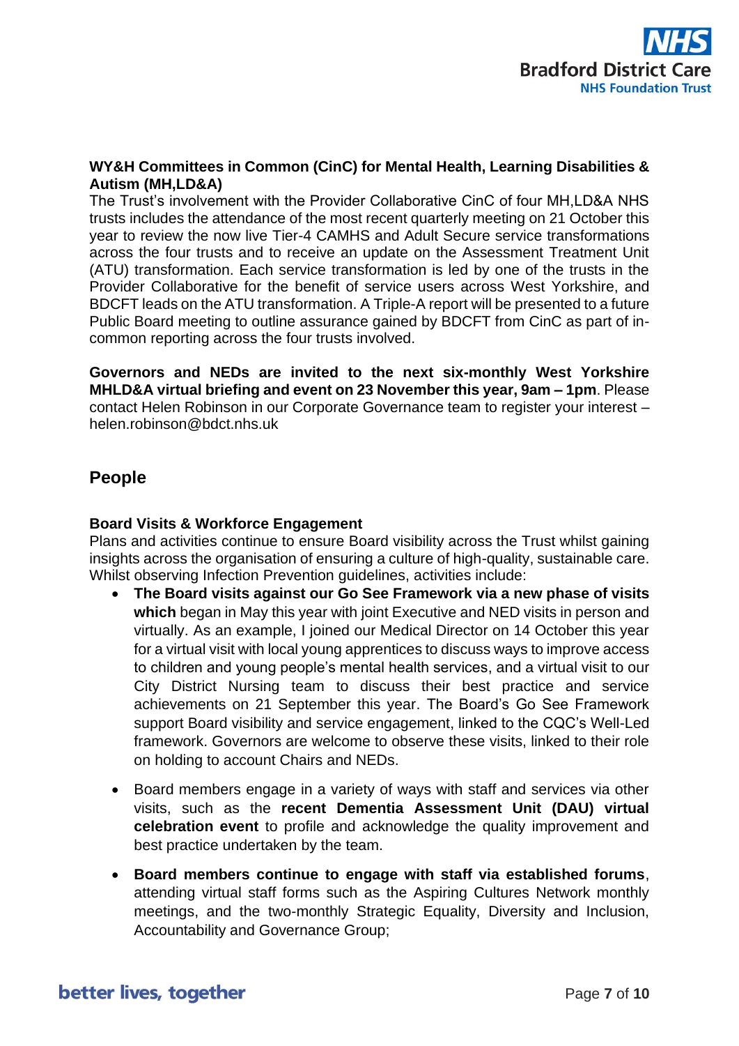**WY&H Committees in Common (CinC) for Mental Health, Learning Disabilities & Autism (MH,LD&A)**

The Trust's involvement with the Provider Collaborative CinC of four MH,LD&A NHS trusts includes the attendance of the most recent quarterly meeting on 21 October this year to review the now live Tier-4 CAMHS and Adult Secure service transformations across the four trusts and to receive an update on the Assessment Treatment Unit (ATU) transformation. Each service transformation is led by one of the trusts in the Provider Collaborative for the benefit of service users across West Yorkshire, and BDCFT leads on the ATU transformation. A Triple-A report will be presented to a future Public Board meeting to outline assurance gained by BDCFT from CinC as part of in-common reporting across the four trusts involved.

**Governors and NEDs are invited to the next six-monthly West Yorkshire MHLD&A virtual briefing and event on 23 November this year, 9am – 1pm**. Please contact Helen Robinson in our Corporate Governance team to register your interest – helen.robinson@bdct.nhs.uk

## People

**Board Visits & Workforce Engagement**

Plans and activities continue to ensure Board visibility across the Trust whilst gaining insights across the organisation of ensuring a culture of high-quality, sustainable care. Whilst observing Infection Prevention guidelines, activities include:

- **The Board visits against our Go See Framework via a new phase of visits which** began in May this year with joint Executive and NED visits in person and virtually. As an example, I joined our Medical Director on 14 October this year for a virtual visit with local young apprentices to discuss ways to improve access to children and young people's mental health services, and a virtual visit to our City District Nursing team to discuss their best practice and service achievements on 21 September this year. The Board's Go See Framework support Board visibility and service engagement, linked to the CQC's Well-Led framework. Governors are welcome to observe these visits, linked to their role on holding to account Chairs and NEDs.

- Board members engage in a variety of ways with staff and services via other visits, such as the **recent Dementia Assessment Unit (DAU) virtual celebration event** to profile and acknowledge the quality improvement and best practice undertaken by the team.

- **Board members continue to engage with staff via established forums**, attending virtual staff forms such as the Aspiring Cultures Network monthly meetings, and the two-monthly Strategic Equality, Diversity and Inclusion, Accountability and Governance Group;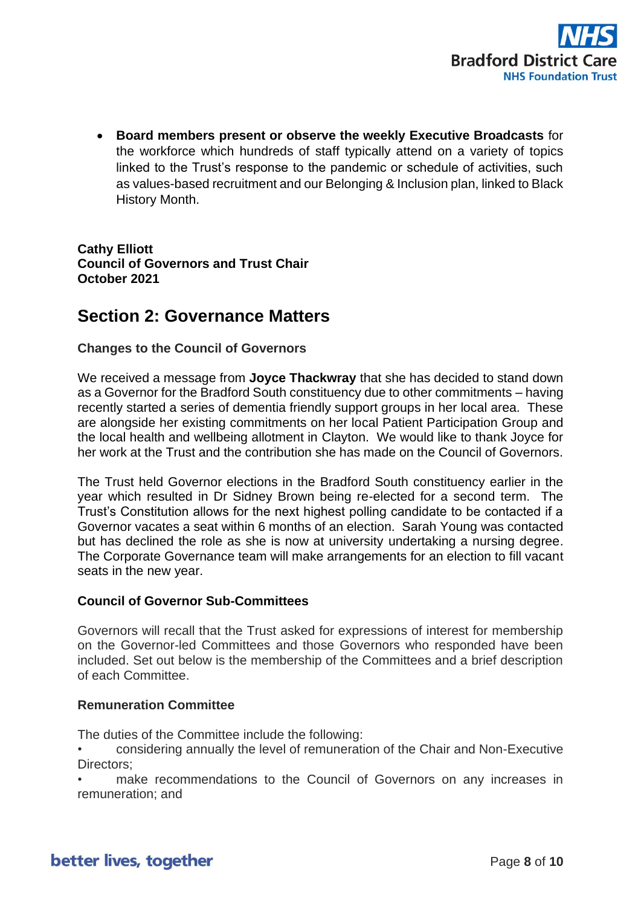- **Board members present or observe the weekly Executive Broadcasts** for the workforce which hundreds of staff typically attend on a variety of topics linked to the Trust's response to the pandemic or schedule of activities, such as values-based recruitment and our Belonging & Inclusion plan, linked to Black History Month.

**Cathy Elliott**
**Council of Governors and Trust Chair**
**October 2021**

## Section 2: Governance Matters

### Changes to the Council of Governors

We received a message from **Joyce Thackwray** that she has decided to stand down as a Governor for the Bradford South constituency due to other commitments – having recently started a series of dementia friendly support groups in her local area. These are alongside her existing commitments on her local Patient Participation Group and the local health and wellbeing allotment in Clayton. We would like to thank Joyce for her work at the Trust and the contribution she has made on the Council of Governors.

The Trust held Governor elections in the Bradford South constituency earlier in the year which resulted in Dr Sidney Brown being re-elected for a second term. The Trust's Constitution allows for the next highest polling candidate to be contacted if a Governor vacates a seat within 6 months of an election. Sarah Young was contacted but has declined the role as she is now at university undertaking a nursing degree. The Corporate Governance team will make arrangements for an election to fill vacant seats in the new year.

### Council of Governor Sub-Committees

Governors will recall that the Trust asked for expressions of interest for membership on the Governor-led Committees and those Governors who responded have been included. Set out below is the membership of the Committees and a brief description of each Committee.

### Remuneration Committee

The duties of the Committee include the following:

- considering annually the level of remuneration of the Chair and Non-Executive Directors;
- make recommendations to the Council of Governors on any increases in remuneration; and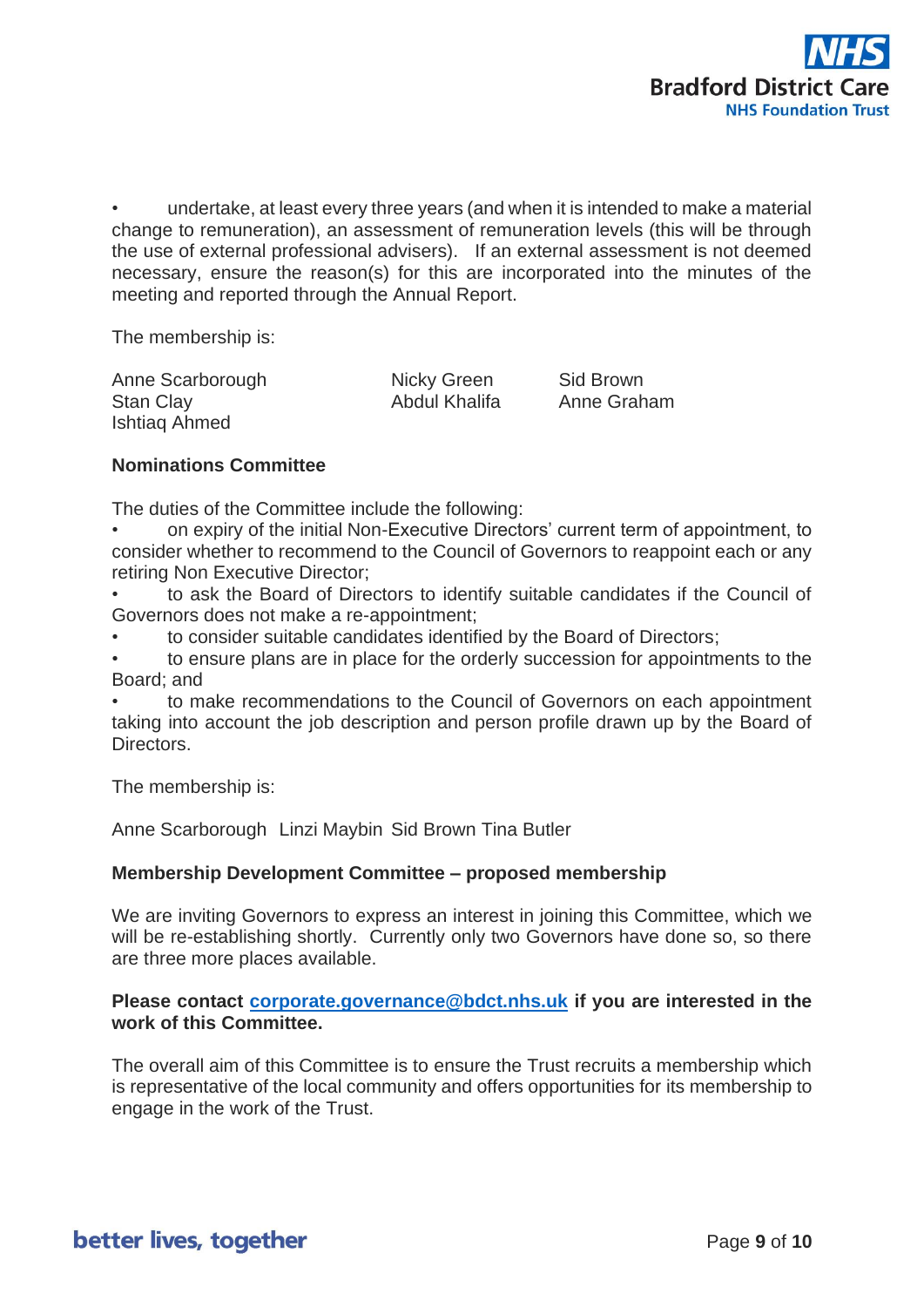- undertake, at least every three years (and when it is intended to make a material change to remuneration), an assessment of remuneration levels (this will be through the use of external professional advisers). If an external assessment is not deemed necessary, ensure the reason(s) for this are incorporated into the minutes of the meeting and reported through the Annual Report.

The membership is:

| | | |
|---|---|---|
| Anne Scarborough | Nicky Green | Sid Brown |
| Stan Clay | Abdul Khalifa | Anne Graham |
| Ishtiaq Ahmed | | |

**Nominations Committee**

The duties of the Committee include the following:

- on expiry of the initial Non-Executive Directors' current term of appointment, to consider whether to recommend to the Council of Governors to reappoint each or any retiring Non Executive Director;
- to ask the Board of Directors to identify suitable candidates if the Council of Governors does not make a re-appointment;
- to consider suitable candidates identified by the Board of Directors;
- to ensure plans are in place for the orderly succession for appointments to the Board; and
- to make recommendations to the Council of Governors on each appointment taking into account the job description and person profile drawn up by the Board of Directors.

The membership is:

Anne Scarborough Linzi Maybin Sid Brown Tina Butler

**Membership Development Committee – proposed membership**

We are inviting Governors to express an interest in joining this Committee, which we will be re-establishing shortly. Currently only two Governors have done so, so there are three more places available.

**Please contact corporate.governance@bdct.nhs.uk if you are interested in the work of this Committee.**

The overall aim of this Committee is to ensure the Trust recruits a membership which is representative of the local community and offers opportunities for its membership to engage in the work of the Trust.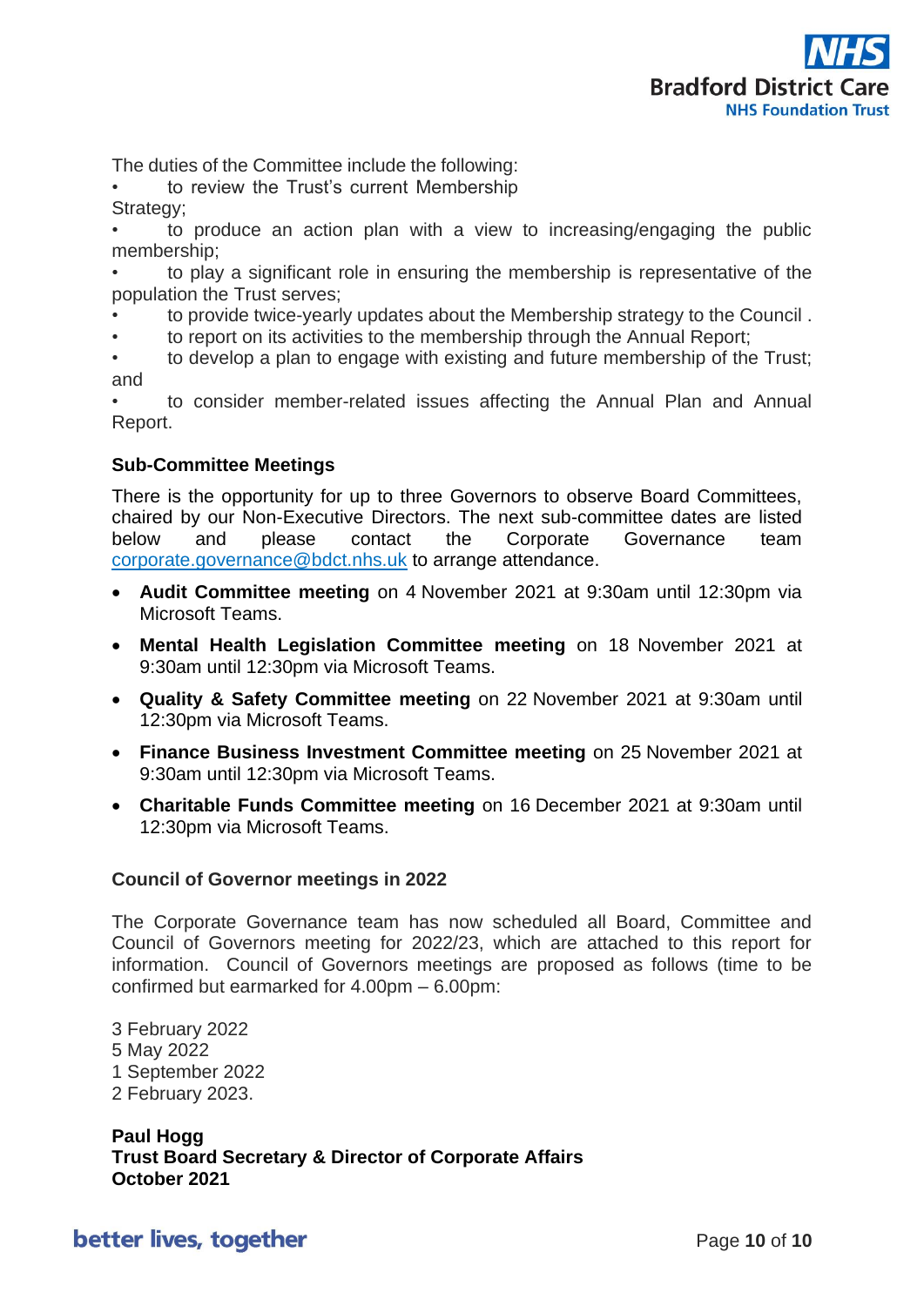The duties of the Committee include the following:

- to review the Trust's current Membership Strategy;
- to produce an action plan with a view to increasing/engaging the public membership;
- to play a significant role in ensuring the membership is representative of the population the Trust serves;
- to provide twice-yearly updates about the Membership strategy to the Council .
- to report on its activities to the membership through the Annual Report;
- to develop a plan to engage with existing and future membership of the Trust; and
- to consider member-related issues affecting the Annual Plan and Annual Report.

**Sub-Committee Meetings**

There is the opportunity for up to three Governors to observe Board Committees, chaired by our Non-Executive Directors. The next sub-committee dates are listed below and please contact the Corporate Governance team corporate.governance@bdct.nhs.uk to arrange attendance.

- **Audit Committee meeting** on 4 November 2021 at 9:30am until 12:30pm via Microsoft Teams.
- **Mental Health Legislation Committee meeting** on 18 November 2021 at 9:30am until 12:30pm via Microsoft Teams.
- **Quality & Safety Committee meeting** on 22 November 2021 at 9:30am until 12:30pm via Microsoft Teams.
- **Finance Business Investment Committee meeting** on 25 November 2021 at 9:30am until 12:30pm via Microsoft Teams.
- **Charitable Funds Committee meeting** on 16 December 2021 at 9:30am until 12:30pm via Microsoft Teams.

**Council of Governor meetings in 2022**

The Corporate Governance team has now scheduled all Board, Committee and Council of Governors meeting for 2022/23, which are attached to this report for information. Council of Governors meetings are proposed as follows (time to be confirmed but earmarked for 4.00pm – 6.00pm:

3 February 2022
5 May 2022
1 September 2022
2 February 2023.

**Paul Hogg**
**Trust Board Secretary & Director of Corporate Affairs**
**October 2021**